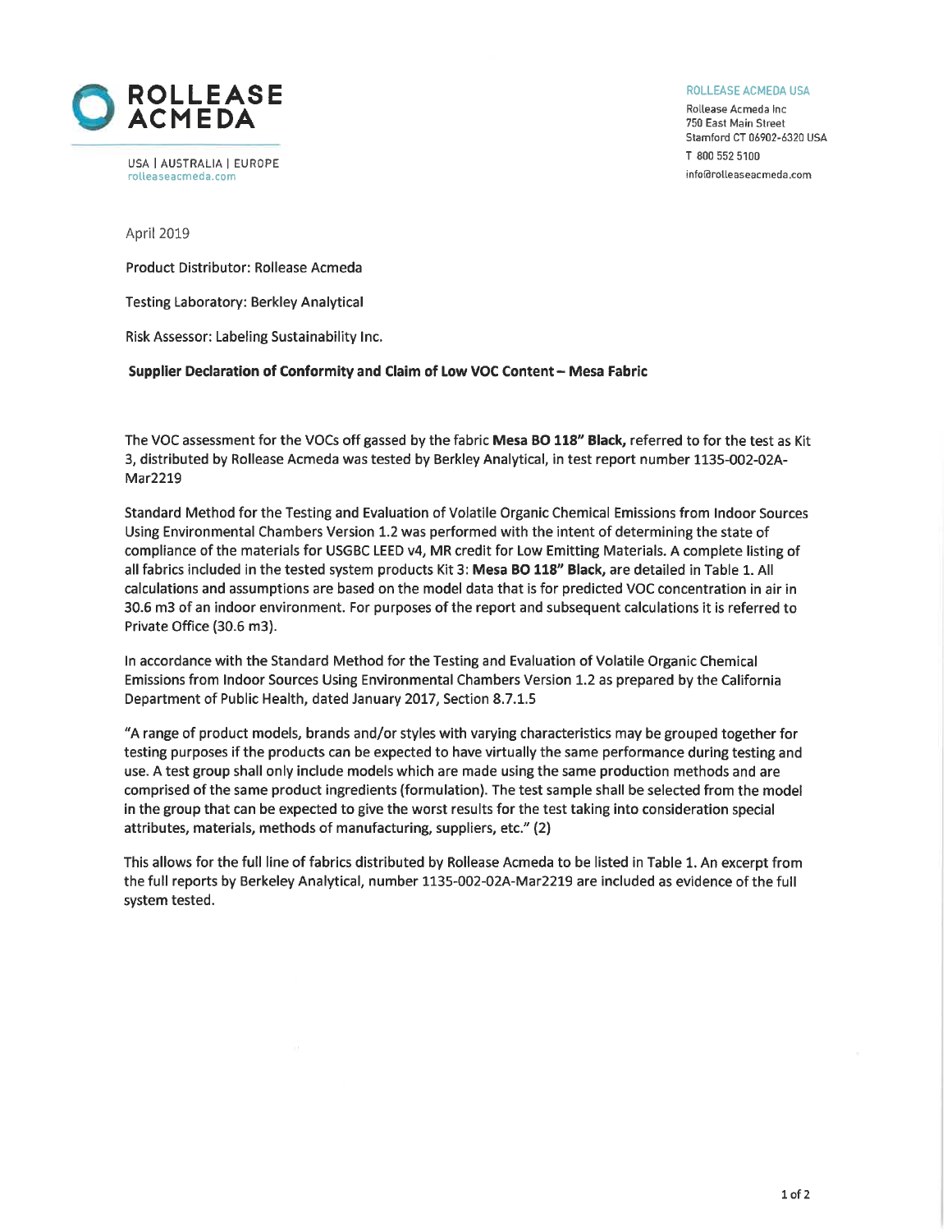**ROLLEASE ACMEDA**

USA | AUSTRALIA | EUROPE
rolleaseacmeda.com

ROLLEASE ACMEDA USA
Rollease Acmeda Inc
750 East Main Street
Stamford CT 06902-6320 USA
T 800 552 5100
info@rolleaseacmeda.com

April 2019

Product Distributor: Rollease Acmeda

Testing Laboratory: Berkley Analytical

Risk Assessor: Labeling Sustainability Inc.

**Supplier Declaration of Conformity and Claim of Low VOC Content – Mesa Fabric**

The VOC assessment for the VOCs off gassed by the fabric **Mesa BO 118" Black,** referred to for the test as Kit 3, distributed by Rollease Acmeda was tested by Berkley Analytical, in test report number 1135-002-02A-Mar2219

Standard Method for the Testing and Evaluation of Volatile Organic Chemical Emissions from Indoor Sources Using Environmental Chambers Version 1.2 was performed with the intent of determining the state of compliance of the materials for USGBC LEED v4, MR credit for Low Emitting Materials. A complete listing of all fabrics included in the tested system products Kit 3: **Mesa BO 118" Black,** are detailed in Table 1. All calculations and assumptions are based on the model data that is for predicted VOC concentration in air in 30.6 m3 of an indoor environment. For purposes of the report and subsequent calculations it is referred to Private Office (30.6 m3).

In accordance with the Standard Method for the Testing and Evaluation of Volatile Organic Chemical Emissions from Indoor Sources Using Environmental Chambers Version 1.2 as prepared by the California Department of Public Health, dated January 2017, Section 8.7.1.5

"A range of product models, brands and/or styles with varying characteristics may be grouped together for testing purposes if the products can be expected to have virtually the same performance during testing and use. A test group shall only include models which are made using the same production methods and are comprised of the same product ingredients (formulation). The test sample shall be selected from the model in the group that can be expected to give the worst results for the test taking into consideration special attributes, materials, methods of manufacturing, suppliers, etc." (2)

This allows for the full line of fabrics distributed by Rollease Acmeda to be listed in Table 1. An excerpt from the full reports by Berkeley Analytical, number 1135-002-02A-Mar2219 are included as evidence of the full system tested.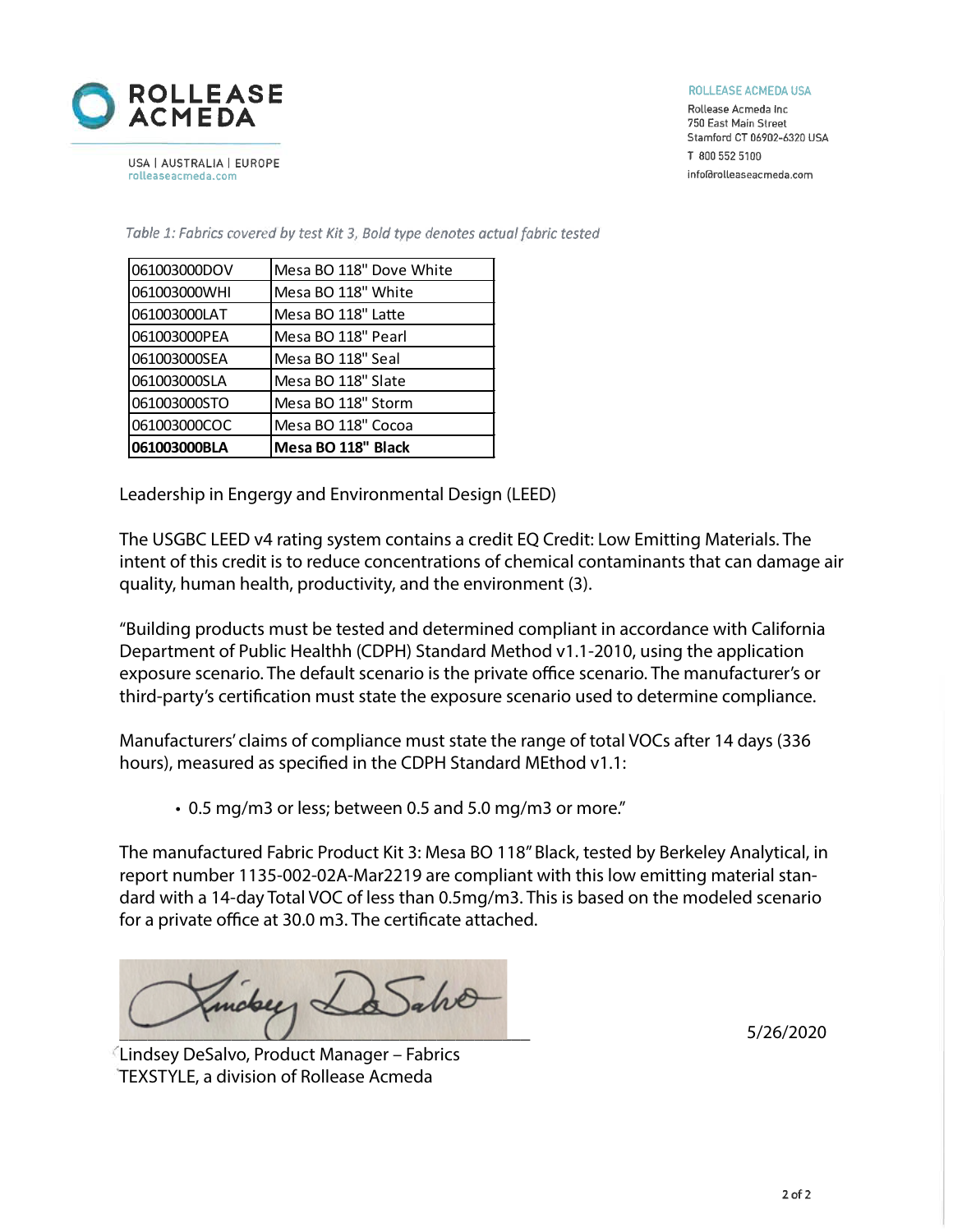ROLLEASE ACMEDA

USA | AUSTRALIA | EUROPE
rolleaseacmeda.com

ROLLEASE ACMEDA USA
Rollease Acmeda Inc
750 East Main Street
Stamford CT 06902-6320 USA
T 800 552 5100
info@rolleaseacmeda.com

*Table 1: Fabrics covered by test Kit 3, Bold type denotes actual fabric tested*

| | |
|---|---|
| 061003000DOV | Mesa BO 118" Dove White |
| 061003000WHI | Mesa BO 118" White |
| 061003000LAT | Mesa BO 118" Latte |
| 061003000PEA | Mesa BO 118" Pearl |
| 061003000SEA | Mesa BO 118" Seal |
| 061003000SLA | Mesa BO 118" Slate |
| 061003000STO | Mesa BO 118" Storm |
| 061003000COC | Mesa BO 118" Cocoa |
| **061003000BLA** | **Mesa BO 118" Black** |

Leadership in Engergy and Environmental Design (LEED)

The USGBC LEED v4 rating system contains a credit EQ Credit: Low Emitting Materials. The intent of this credit is to reduce concentrations of chemical contaminants that can damage air quality, human health, productivity, and the environment (3).

"Building products must be tested and determined compliant in accordance with California Department of Public Healthh (CDPH) Standard Method v1.1-2010, using the application exposure scenario. The default scenario is the private office scenario. The manufacturer's or third-party's certification must state the exposure scenario used to determine compliance.

Manufacturers' claims of compliance must state the range of total VOCs after 14 days (336 hours), measured as specified in the CDPH Standard MEthod v1.1:

- 0.5 mg/m3 or less; between 0.5 and 5.0 mg/m3 or more."

The manufactured Fabric Product Kit 3: Mesa BO 118" Black, tested by Berkeley Analytical, in report number 1135-002-02A-Mar2219 are compliant with this low emitting material standard with a 14-day Total VOC of less than 0.5mg/m3. This is based on the modeled scenario for a private office at 30.0 m3. The certificate attached.

Lindsey DeSalvo, Product Manager – Fabrics
TEXSTYLE, a division of Rollease Acmeda

5/26/2020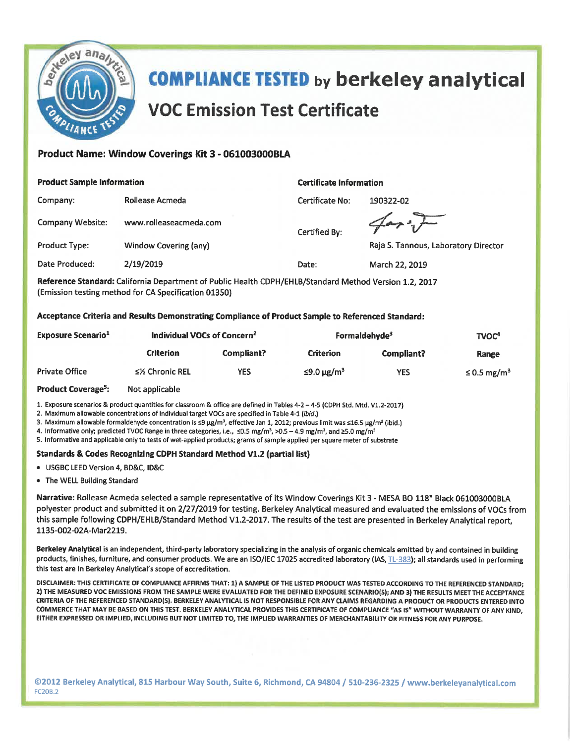# COMPLIANCE TESTED by berkeley analytical

## VOC Emission Test Certificate

### Product Name: Window Coverings Kit 3 - 061003000BLA

| **Product Sample Information** | | **Certificate Information** | |
|---|---|---|---|
| Company: | Rollease Acmeda | Certificate No: | 190322-02 |
| Company Website: | www.rolleaseacmeda.com | Certified By: | Raja S. Tannous, Laboratory Director |
| Product Type: | Window Covering (any) | | |
| Date Produced: | 2/19/2019 | Date: | March 22, 2019 |

**Reference Standard:** California Department of Public Health CDPH/EHLB/Standard Method Version 1.2, 2017 (Emission testing method for CA Specification 01350)

**Acceptance Criteria and Results Demonstrating Compliance of Product Sample to Referenced Standard:**

| Exposure Scenario[1] | Individual VOCs of Concern[2] | | Formaldehyde[3] | | TVOC[4] |
|---|---|---|---|---|---|
| | Criterion | Compliant? | Criterion | Compliant? | Range |
| Private Office | ≤½ Chronic REL | YES | ≤9.0 μg/m³ | YES | ≤ 0.5 mg/m³ |

**Product Coverage[5]:** Not applicable

1. Exposure scenarios & product quantities for classroom & office are defined in Tables 4-2 – 4-5 (CDPH Std. Mtd. V1.2-2017)
2. Maximum allowable concentrations of individual target VOCs are specified in Table 4-1 (*ibid.*)
3. Maximum allowable formaldehyde concentration is ≤9 μg/m³, effective Jan 1, 2012; previous limit was ≤16.5 μg/m³ (ibid.)
4. Informative only; predicted TVOC Range in three categories, i.e., ≤0.5 mg/m³, >0.5 – 4.9 mg/m³, and ≥5.0 mg/m³
5. Informative and applicable only to tests of wet-applied products; grams of sample applied per square meter of substrate

**Standards & Codes Recognizing CDPH Standard Method V1.2 (partial list)**

- USGBC LEED Version 4, BD&C, ID&C
- The WELL Building Standard

**Narrative:** Rollease Acmeda selected a sample representative of its Window Coverings Kit 3 - MESA BO 118" Black 061003000BLA polyester product and submitted it on 2/27/2019 for testing. Berkeley Analytical measured and evaluated the emissions of VOCs from this sample following CDPH/EHLB/Standard Method V1.2-2017. The results of the test are presented in Berkeley Analytical report, 1135-002-02A-Mar2219.

**Berkeley Analytical** is an independent, third-party laboratory specializing in the analysis of organic chemicals emitted by and contained in building products, finishes, furniture, and consumer products. We are an ISO/IEC 17025 accredited laboratory (IAS, TL-383); all standards used in performing this test are in Berkeley Analytical's scope of accreditation.

DISCLAIMER: THIS CERTIFICATE OF COMPLIANCE AFFIRMS THAT: 1) A SAMPLE OF THE LISTED PRODUCT WAS TESTED ACCORDING TO THE REFERENCED STANDARD; 2) THE MEASURED VOC EMISSIONS FROM THE SAMPLE WERE EVALUATED FOR THE DEFINED EXPOSURE SCENARIO(S); AND 3) THE RESULTS MEET THE ACCEPTANCE CRITERIA OF THE REFERENCED STANDARD(S). BERKELEY ANALYTICAL IS NOT RESPONSIBLE FOR ANY CLAIMS REGARDING A PRODUCT OR PRODUCTS ENTERED INTO COMMERCE THAT MAY BE BASED ON THIS TEST. BERKELEY ANALYTICAL PROVIDES THIS CERTIFICATE OF COMPLIANCE "AS IS" WITHOUT WARRANTY OF ANY KIND, EITHER EXPRESSED OR IMPLIED, INCLUDING BUT NOT LIMITED TO, THE IMPLIED WARRANTIES OF MERCHANTABILITY OR FITNESS FOR ANY PURPOSE.

©2012 Berkeley Analytical, 815 Harbour Way South, Suite 6, Richmond, CA 94804 / 510-236-2325 / www.berkeleyanalytical.com
FC20B.2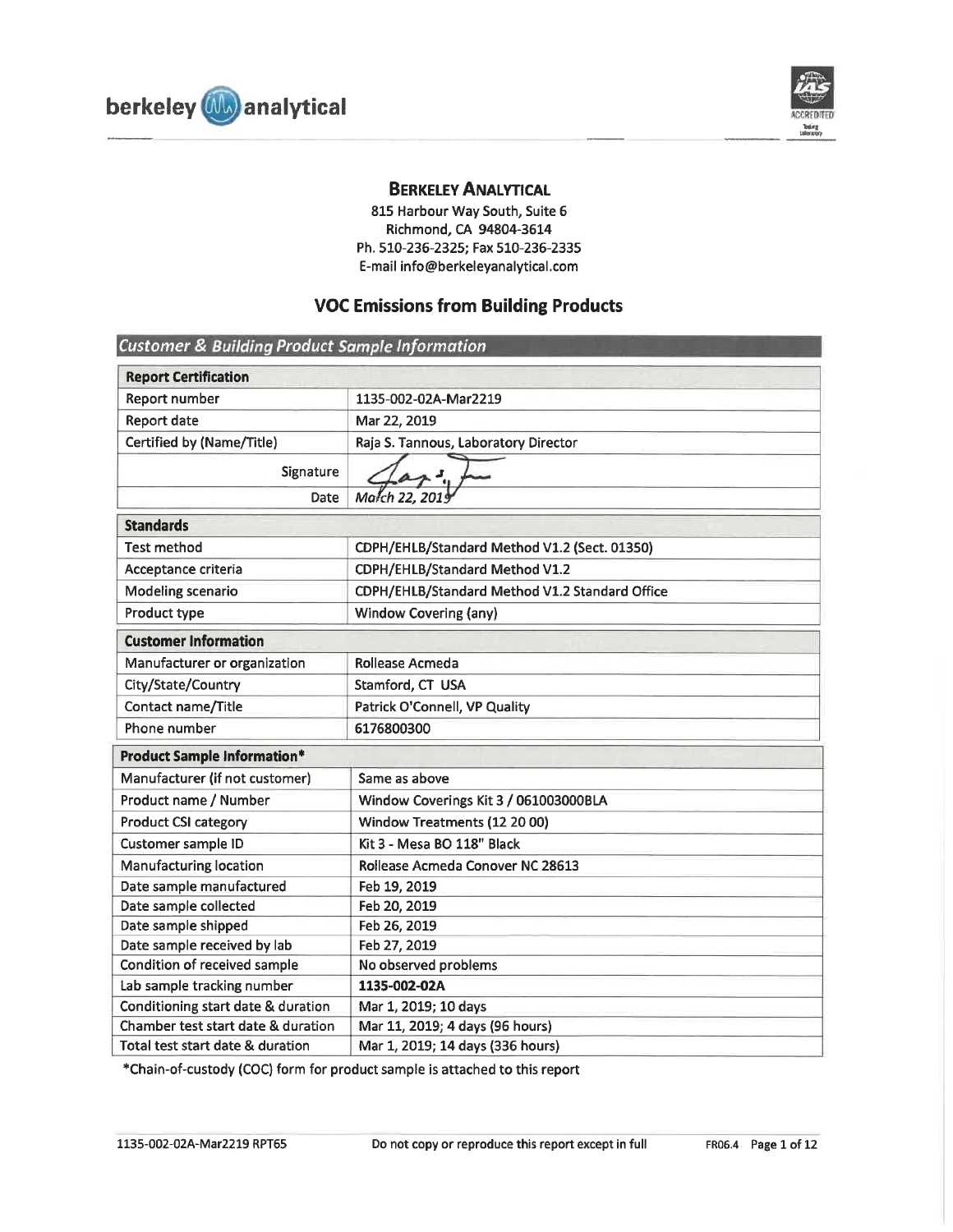berkeley analytical

# BERKELEY ANALYTICAL

815 Harbour Way South, Suite 6
Richmond, CA 94804-3614
Ph. 510-236-2325; Fax 510-236-2335
E-mail info@berkeleyanalytical.com

## VOC Emissions from Building Products

### *Customer & Building Product Sample Information*

| **Report Certification** | |
|---|---|
| Report number | 1135-002-02A-Mar2219 |
| Report date | Mar 22, 2019 |
| Certified by (Name/Title) | Raja S. Tannous, Laboratory Director |
| Signature | |
| Date | *March 22, 2019* |

| **Standards** | |
|---|---|
| Test method | CDPH/EHLB/Standard Method V1.2 (Sect. 01350) |
| Acceptance criteria | CDPH/EHLB/Standard Method V1.2 |
| Modeling scenario | CDPH/EHLB/Standard Method V1.2 Standard Office |
| Product type | Window Covering (any) |

| **Customer Information** | |
|---|---|
| Manufacturer or organization | Rollease Acmeda |
| City/State/Country | Stamford, CT USA |
| Contact name/Title | Patrick O'Connell, VP Quality |
| Phone number | 6176800300 |

| **Product Sample Information*** | |
|---|---|
| Manufacturer (if not customer) | Same as above |
| Product name / Number | Window Coverings Kit 3 / 061003000BLA |
| Product CSI category | Window Treatments (12 20 00) |
| Customer sample ID | Kit 3 - Mesa BO 118" Black |
| Manufacturing location | Rollease Acmeda Conover NC 28613 |
| Date sample manufactured | Feb 19, 2019 |
| Date sample collected | Feb 20, 2019 |
| Date sample shipped | Feb 26, 2019 |
| Date sample received by lab | Feb 27, 2019 |
| Condition of received sample | No observed problems |
| Lab sample tracking number | **1135-002-02A** |
| Conditioning start date & duration | Mar 1, 2019; 10 days |
| Chamber test start date & duration | Mar 11, 2019; 4 days (96 hours) |
| Total test start date & duration | Mar 1, 2019; 14 days (336 hours) |

*Chain-of-custody (COC) form for product sample is attached to this report

1135-002-02A-Mar2219 RPT65 — Do not copy or reproduce this report except in full — FR06.4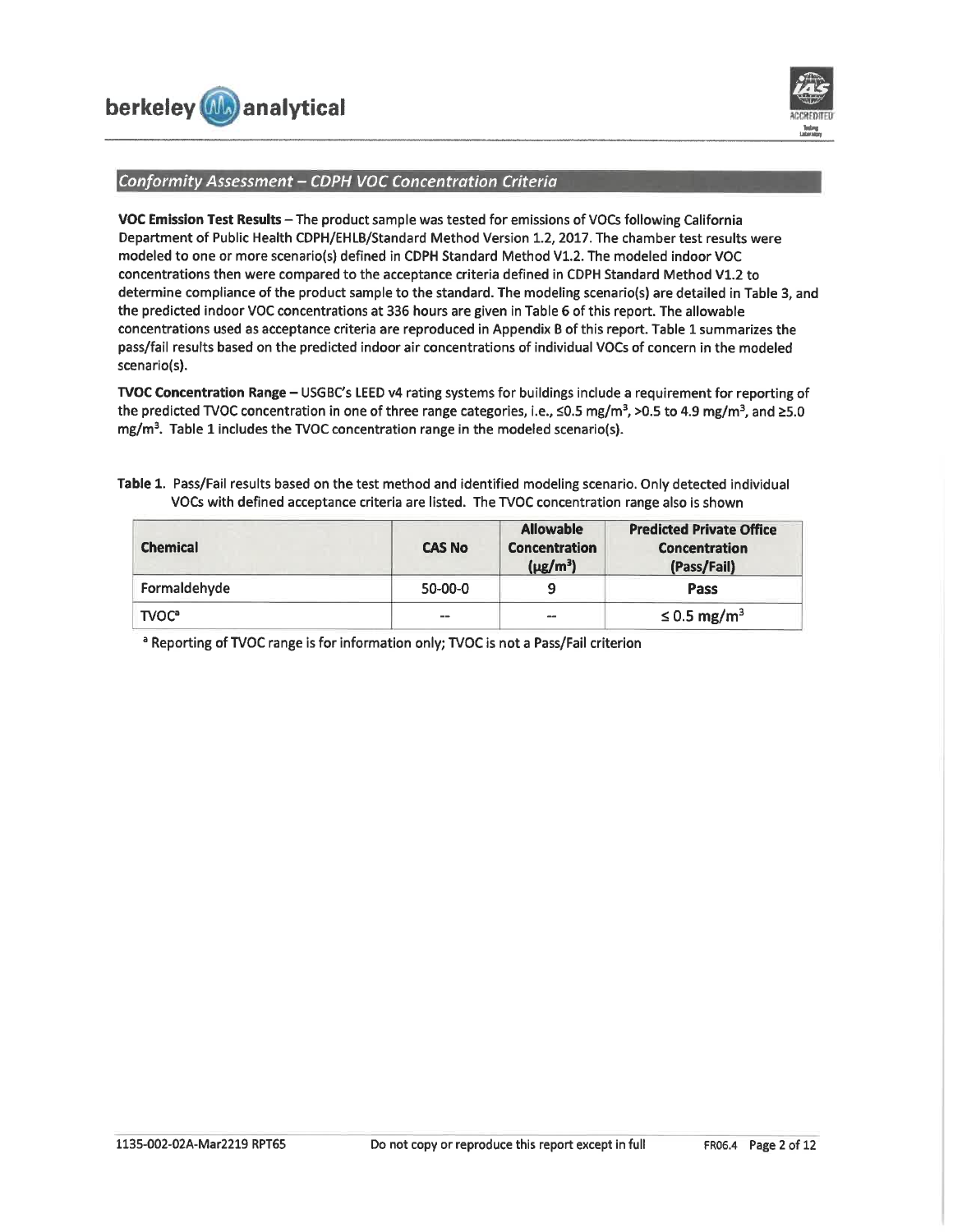## Conformity Assessment – CDPH VOC Concentration Criteria

**VOC Emission Test Results** – The product sample was tested for emissions of VOCs following California Department of Public Health CDPH/EHLB/Standard Method Version 1.2, 2017. The chamber test results were modeled to one or more scenario(s) defined in CDPH Standard Method V1.2. The modeled indoor VOC concentrations then were compared to the acceptance criteria defined in CDPH Standard Method V1.2 to determine compliance of the product sample to the standard. The modeling scenario(s) are detailed in Table 3, and the predicted indoor VOC concentrations at 336 hours are given in Table 6 of this report. The allowable concentrations used as acceptance criteria are reproduced in Appendix B of this report. Table 1 summarizes the pass/fail results based on the predicted indoor air concentrations of individual VOCs of concern in the modeled scenario(s).

**TVOC Concentration Range** – USGBC's LEED v4 rating systems for buildings include a requirement for reporting of the predicted TVOC concentration in one of three range categories, i.e., ≤0.5 mg/m$^3$, >0.5 to 4.9 mg/m$^3$, and ≥5.0 mg/m$^3$. Table 1 includes the TVOC concentration range in the modeled scenario(s).

**Table 1.** Pass/Fail results based on the test method and identified modeling scenario. Only detected individual VOCs with defined acceptance criteria are listed. The TVOC concentration range also is shown

| Chemical | CAS No | Allowable Concentration (µg/m$^3$) | Predicted Private Office Concentration (Pass/Fail) |
|---|---|---|---|
| Formaldehyde | 50-00-0 | 9 | **Pass** |
| TVOC[a] | -- | -- | ≤ 0.5 mg/m$^3$ |

[a] Reporting of TVOC range is for information only; TVOC is not a Pass/Fail criterion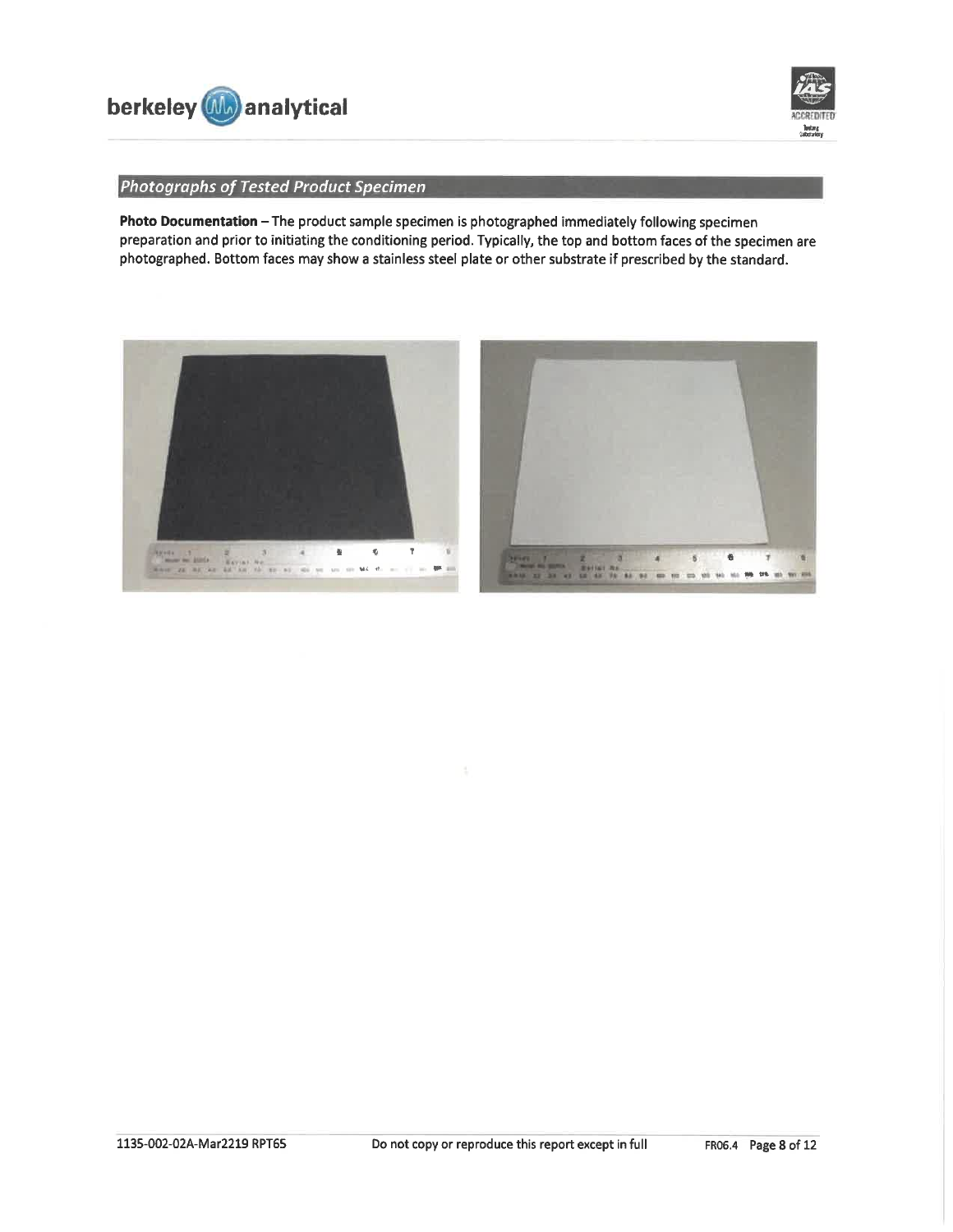## Photographs of Tested Product Specimen

**Photo Documentation** – The product sample specimen is photographed immediately following specimen preparation and prior to initiating the conditioning period. Typically, the top and bottom faces of the specimen are photographed. Bottom faces may show a stainless steel plate or other substrate if prescribed by the standard.